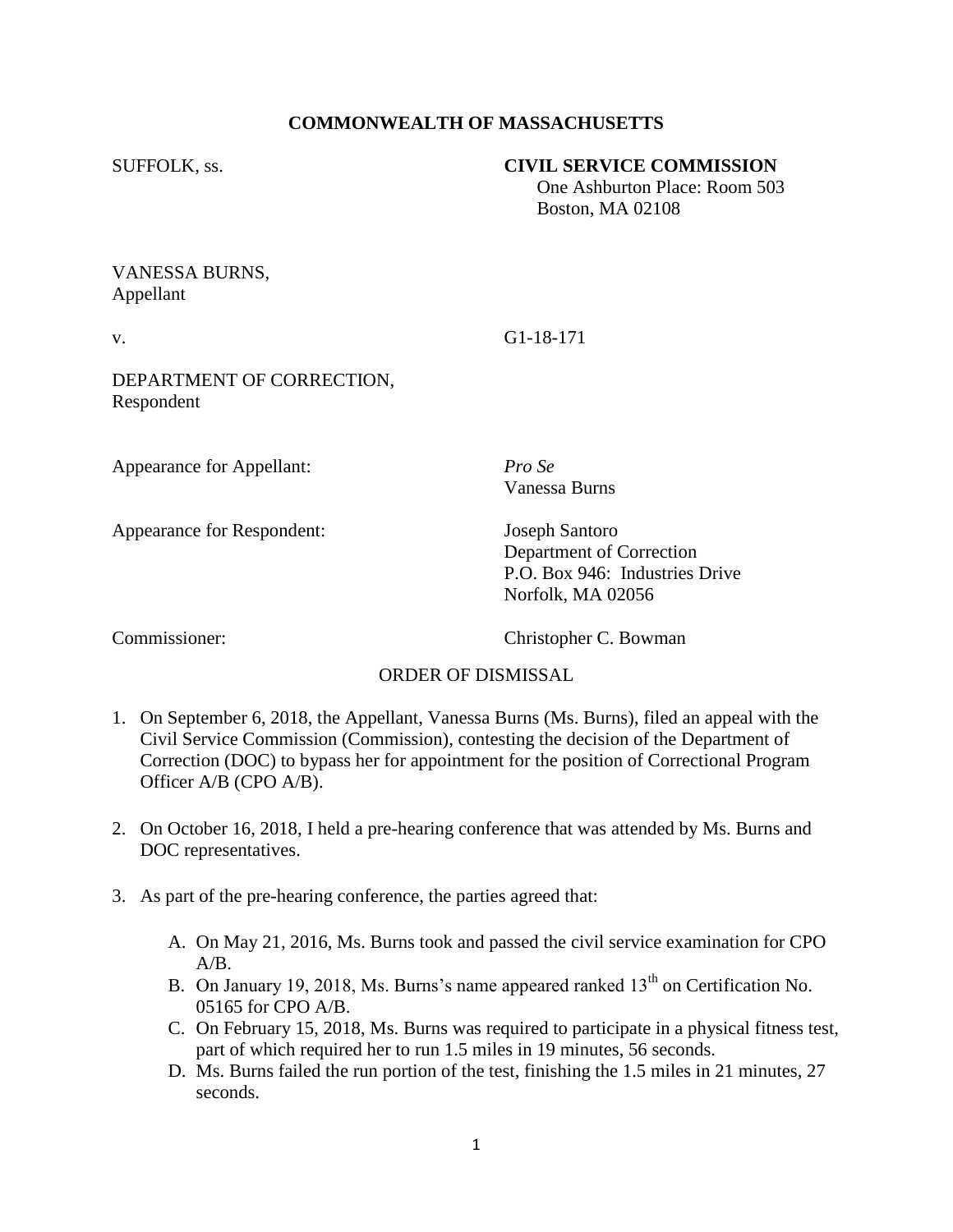**COMMONWEALTH OF MASSACHUSETTS**

SUFFOLK, ss.

**CIVIL SERVICE COMMISSION**
One Ashburton Place: Room 503
Boston, MA 02108

VANESSA BURNS,
Appellant

v. G1-18-171

DEPARTMENT OF CORRECTION,
Respondent

Appearance for Appellant: *Pro Se*
Vanessa Burns

Appearance for Respondent: Joseph Santoro
Department of Correction
P.O. Box 946: Industries Drive
Norfolk, MA 02056

Commissioner: Christopher C. Bowman

ORDER OF DISMISSAL

1. On September 6, 2018, the Appellant, Vanessa Burns (Ms. Burns), filed an appeal with the Civil Service Commission (Commission), contesting the decision of the Department of Correction (DOC) to bypass her for appointment for the position of Correctional Program Officer A/B (CPO A/B).

2. On October 16, 2018, I held a pre-hearing conference that was attended by Ms. Burns and DOC representatives.

3. As part of the pre-hearing conference, the parties agreed that:

   A. On May 21, 2016, Ms. Burns took and passed the civil service examination for CPO A/B.
   B. On January 19, 2018, Ms. Burns's name appeared ranked 13th on Certification No. 05165 for CPO A/B.
   C. On February 15, 2018, Ms. Burns was required to participate in a physical fitness test, part of which required her to run 1.5 miles in 19 minutes, 56 seconds.
   D. Ms. Burns failed the run portion of the test, finishing the 1.5 miles in 21 minutes, 27 seconds.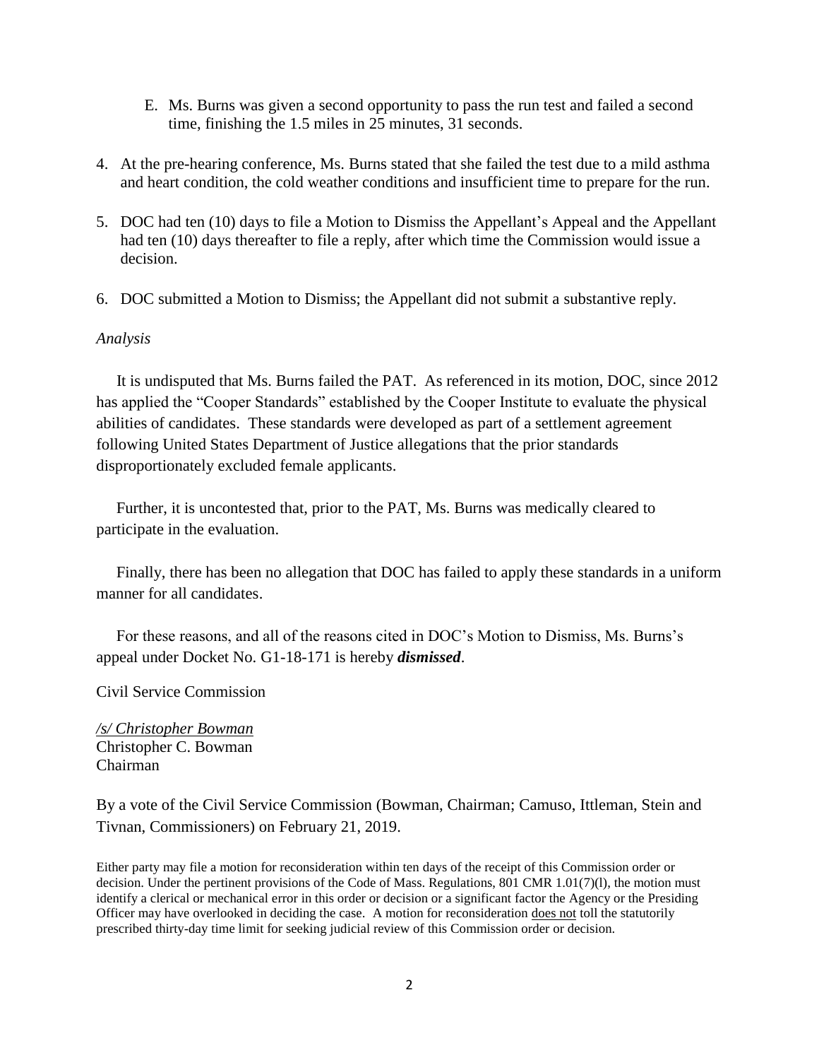E. Ms. Burns was given a second opportunity to pass the run test and failed a second time, finishing the 1.5 miles in 25 minutes, 31 seconds.

4. At the pre-hearing conference, Ms. Burns stated that she failed the test due to a mild asthma and heart condition, the cold weather conditions and insufficient time to prepare for the run.

5. DOC had ten (10) days to file a Motion to Dismiss the Appellant's Appeal and the Appellant had ten (10) days thereafter to file a reply, after which time the Commission would issue a decision.

6. DOC submitted a Motion to Dismiss; the Appellant did not submit a substantive reply.

*Analysis*

It is undisputed that Ms. Burns failed the PAT. As referenced in its motion, DOC, since 2012 has applied the "Cooper Standards" established by the Cooper Institute to evaluate the physical abilities of candidates. These standards were developed as part of a settlement agreement following United States Department of Justice allegations that the prior standards disproportionately excluded female applicants.

Further, it is uncontested that, prior to the PAT, Ms. Burns was medically cleared to participate in the evaluation.

Finally, there has been no allegation that DOC has failed to apply these standards in a uniform manner for all candidates.

For these reasons, and all of the reasons cited in DOC's Motion to Dismiss, Ms. Burns's appeal under Docket No. G1-18-171 is hereby ***dismissed***.

Civil Service Commission

*/s/ Christopher Bowman*
Christopher C. Bowman
Chairman

By a vote of the Civil Service Commission (Bowman, Chairman; Camuso, Ittleman, Stein and Tivnan, Commissioners) on February 21, 2019.

Either party may file a motion for reconsideration within ten days of the receipt of this Commission order or decision. Under the pertinent provisions of the Code of Mass. Regulations, 801 CMR 1.01(7)(l), the motion must identify a clerical or mechanical error in this order or decision or a significant factor the Agency or the Presiding Officer may have overlooked in deciding the case. A motion for reconsideration does not toll the statutorily prescribed thirty-day time limit for seeking judicial review of this Commission order or decision.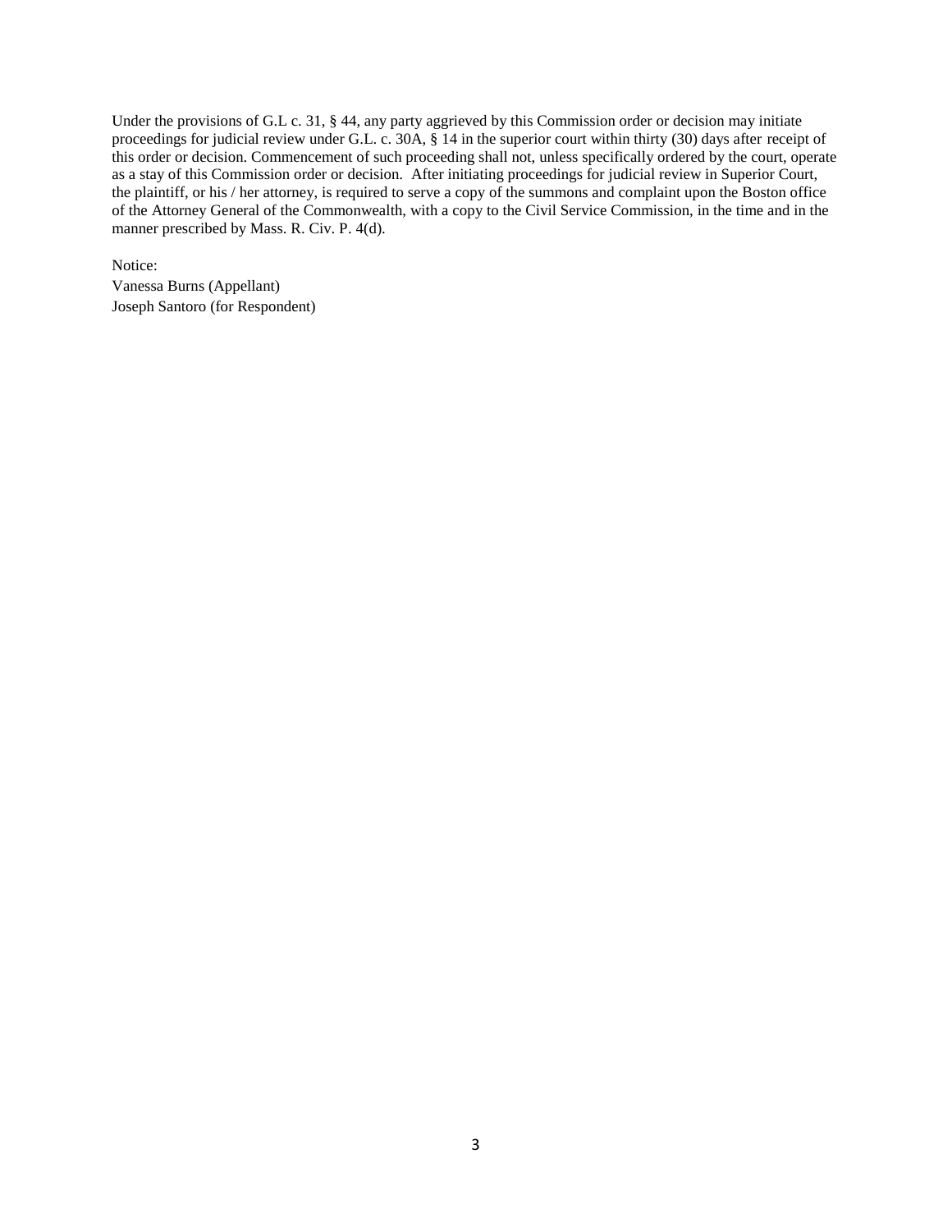Under the provisions of G.L c. 31, § 44, any party aggrieved by this Commission order or decision may initiate proceedings for judicial review under G.L. c. 30A, § 14 in the superior court within thirty (30) days after receipt of this order or decision. Commencement of such proceeding shall not, unless specifically ordered by the court, operate as a stay of this Commission order or decision. After initiating proceedings for judicial review in Superior Court, the plaintiff, or his / her attorney, is required to serve a copy of the summons and complaint upon the Boston office of the Attorney General of the Commonwealth, with a copy to the Civil Service Commission, in the time and in the manner prescribed by Mass. R. Civ. P. 4(d).

Notice:
Vanessa Burns (Appellant)
Joseph Santoro (for Respondent)